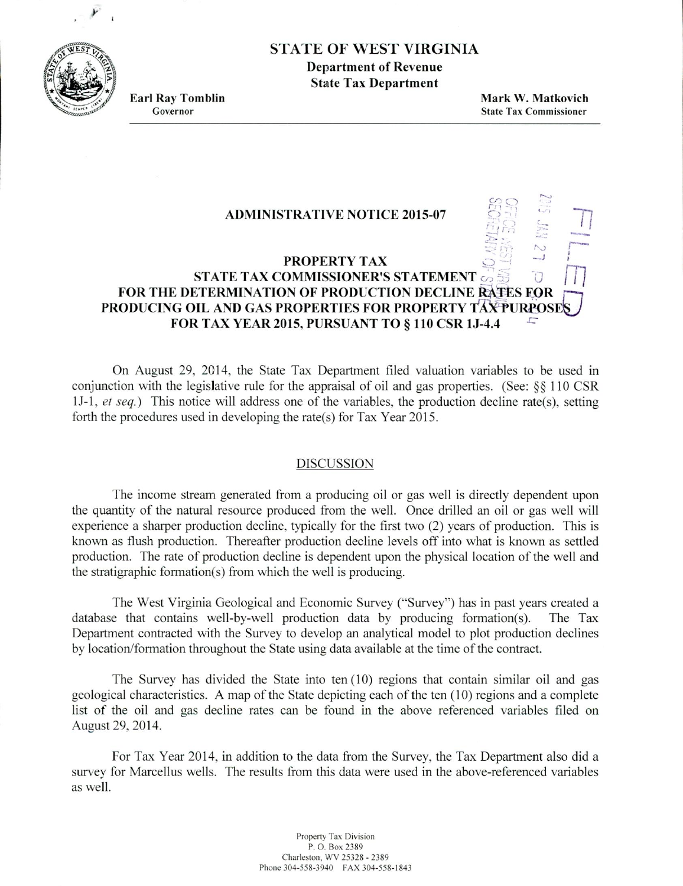# STATE OF WEST VIRGINIA

**Department of Revenue**
**State Tax Department**

**Earl Ray Tomblin**
Governor

**Mark W. Matkovich**
State Tax Commissioner

## ADMINISTRATIVE NOTICE 2015-07

### PROPERTY TAX
### STATE TAX COMMISSIONER'S STATEMENT FOR THE DETERMINATION OF PRODUCTION DECLINE RATES FOR PRODUCING OIL AND GAS PROPERTIES FOR PROPERTY TAX PURPOSES FOR TAX YEAR 2015, PURSUANT TO § 110 CSR 1J-4.4

On August 29, 2014, the State Tax Department filed valuation variables to be used in conjunction with the legislative rule for the appraisal of oil and gas properties. (See: §§ 110 CSR 1J-1, *et seq.*) This notice will address one of the variables, the production decline rate(s), setting forth the procedures used in developing the rate(s) for Tax Year 2015.

DISCUSSION

The income stream generated from a producing oil or gas well is directly dependent upon the quantity of the natural resource produced from the well. Once drilled an oil or gas well will experience a sharper production decline, typically for the first two (2) years of production. This is known as flush production. Thereafter production decline levels off into what is known as settled production. The rate of production decline is dependent upon the physical location of the well and the stratigraphic formation(s) from which the well is producing.

The West Virginia Geological and Economic Survey ("Survey") has in past years created a database that contains well-by-well production data by producing formation(s). The Tax Department contracted with the Survey to develop an analytical model to plot production declines by location/formation throughout the State using data available at the time of the contract.

The Survey has divided the State into ten (10) regions that contain similar oil and gas geological characteristics. A map of the State depicting each of the ten (10) regions and a complete list of the oil and gas decline rates can be found in the above referenced variables filed on August 29, 2014.

For Tax Year 2014, in addition to the data from the Survey, the Tax Department also did a survey for Marcellus wells. The results from this data were used in the above-referenced variables as well.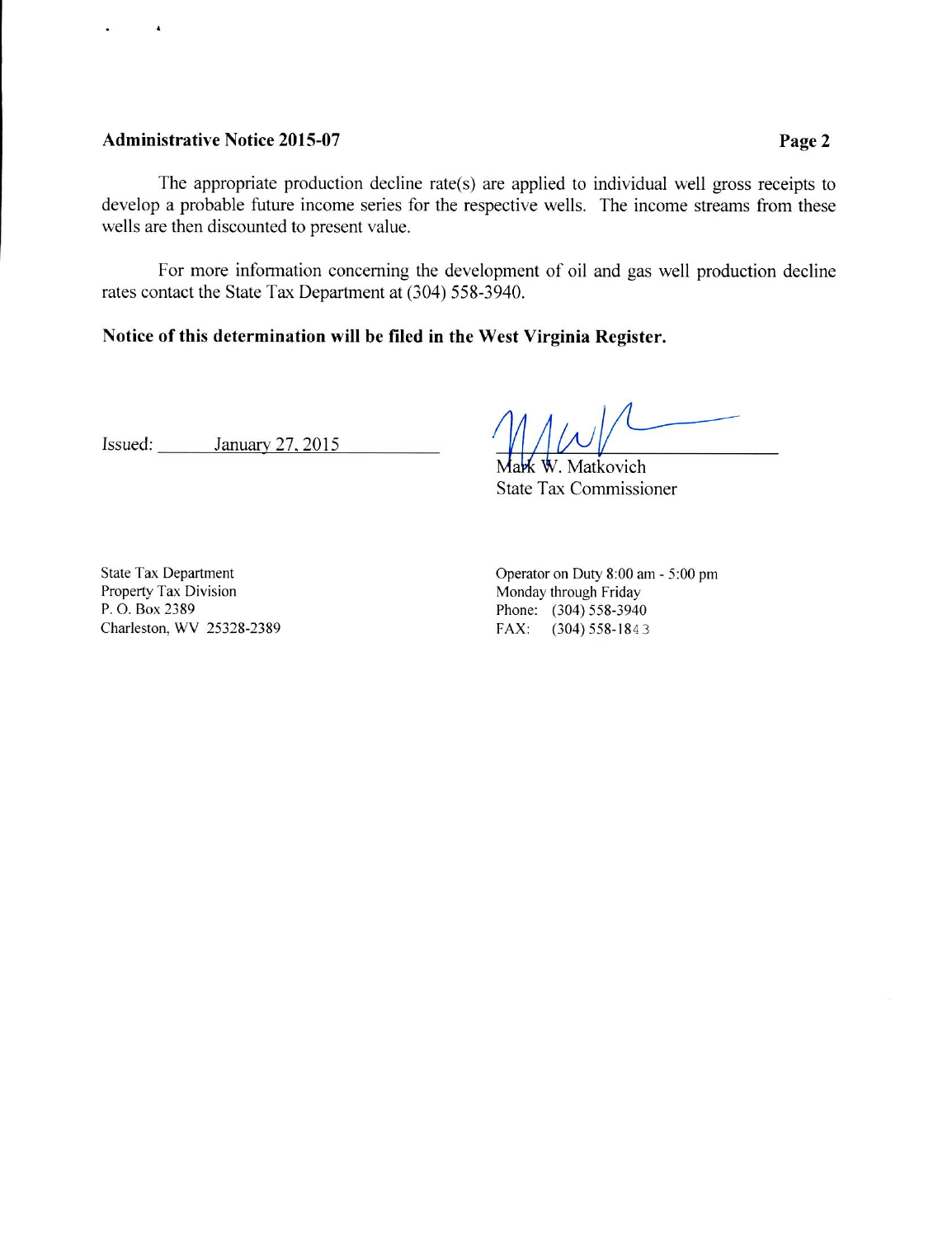**Administrative Notice 2015-07**

The appropriate production decline rate(s) are applied to individual well gross receipts to develop a probable future income series for the respective wells. The income streams from these wells are then discounted to present value.

For more information concerning the development of oil and gas well production decline rates contact the State Tax Department at (304) 558-3940.

**Notice of this determination will be filed in the West Virginia Register.**

Issued: January 27, 2015

Mark W. Matkovich
State Tax Commissioner

State Tax Department
Property Tax Division
P. O. Box 2389
Charleston, WV 25328-2389

Operator on Duty 8:00 am - 5:00 pm
Monday through Friday
Phone: (304) 558-3940
FAX: (304) 558-1843